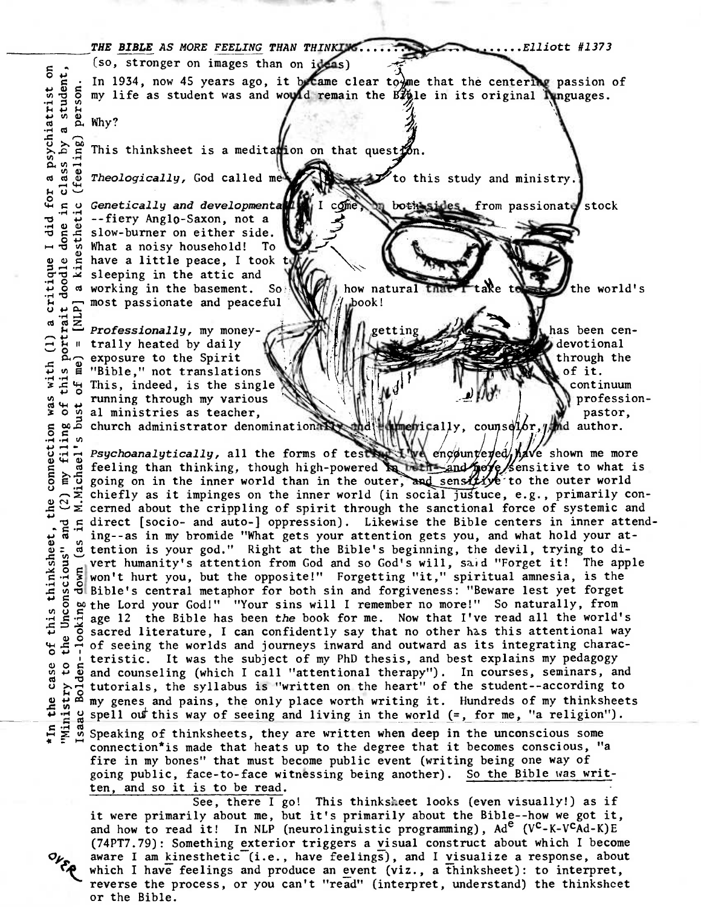**THE BIBLE AS MORE FEELING THAN THINKING..................Elliott #1373**
(so, stronger on images than on ideas)

In 1934, now 45 years ago, it became clear to me that the centering passion of my life as student was and would remain the Bible in its original languages.

Why?

This thinksheet is a meditation on that question.

*Theologically,* God called me to this study and ministry.

*Genetically and developmentally,* I come, on both sides, from passionate stock --fiery Anglo-Saxon, not a slow-burner on either side. What a noisy household! To have a little peace, I took to sleeping in the attic and working in the basement. So how natural that I take to the world's most passionate and peaceful book!

*Professionally,* my money-getting has been centrally heated by daily devotional exposure to the Spirit through the "Bible," not translations of it. This, indeed, is the single continuum running through my various professional ministries as teacher, pastor, church administrator denominationally and ecumenically, counselor, and author.

*Psychoanalytically,* all the forms of testing I've encountered have shown me more feeling than thinking, though high-powered in both--and more sensitive to what is going on in the inner world than in the outer, and sensitive to the outer world chiefly as it impinges on the inner world (in social justuce, e.g., primarily concerned about the crippling of spirit through the sanctional force of systemic and direct [socio- and auto-] oppression). Likewise the Bible centers in inner attending--as in my bromide "What gets your attention gets you, and what hold your attention is your god." Right at the Bible's beginning, the devil, trying to divert humanity's attention from God and so God's will, said "Forget it! The apple won't hurt you, but the opposite!" Forgetting "it," spiritual amnesia, is the Bible's central metaphor for both sin and forgiveness: "Beware lest yet forget the Lord your God!" "Your sins will I remember no more!" So naturally, from age 12 the Bible has been *the* book for me. Now that I've read all the world's sacred literature, I can confidently say that no other has this attentional way of seeing the worlds and journeys inward and outward as its integrating characteristic. It was the subject of my PhD thesis, and best explains my pedagogy and counseling (which I call "attentional therapy"). In courses, seminars, and tutorials, the syllabus is "written on the heart" of the student--according to my genes and pains, the only place worth writing it. Hundreds of my thinksheets spell out this way of seeing and living in the world (=, for me, "a religion").

Speaking of thinksheets, they are written when deep in the unconscious some connection* is made that heats up to the degree that it becomes conscious, "a fire in my bones" that must become public event (writing being one way of going public, face-to-face witnessing being another). <u>So the Bible was written, and so it is to be read.</u>

See, there I go! This thinksheet looks (even visually!) as if it were primarily about me, but it's primarily about the Bible--how we got it, and how to read it! In NLP (neurolinguistic programming), $Ad^e$ ($V^c$-K-$V^c$Ad-K)E (74PT7.79): Something <u>ex</u>terior triggers a <u>vi</u>sual construct about which I become aware I am <u>kinesthetic</u> (i.e., have <u>feelings</u>), and I <u>vi</u>sualize a response, about which I <u>have</u> feelings and produce an <u>event</u> (viz., a <u>thinksheet</u>): to interpret, reverse the process, or you can't "read" (interpret, understand) the thinksheet or the Bible.

*In the case of this thinksheet, the connection was with (1) a critique I did for a psychiatrist on "Ministry to the Unconscious" and (2) my filing of this portrait doodle done in class by a student, Isaac Bolden--looking down (as in M.Michael's bust of me) = [NLP] a kinesthetic (feeling) person.

OVER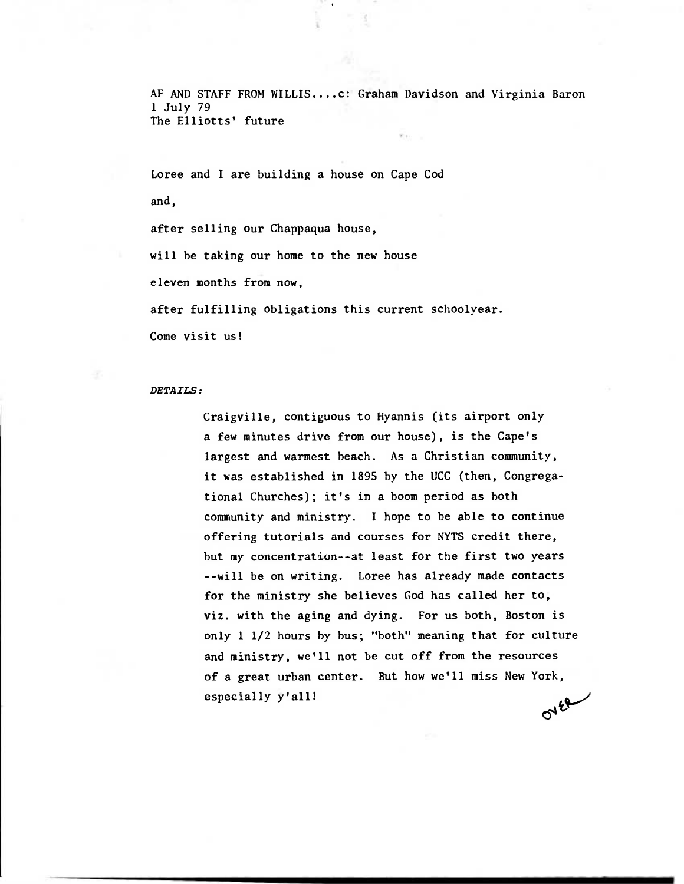AF AND STAFF FROM WILLIS....c: Graham Davidson and Virginia Baron
1 July 79
The Elliotts' future

Loree and I are building a house on Cape Cod

and,

after selling our Chappaqua house,

will be taking our home to the new house

eleven months from now,

after fulfilling obligations this current schoolyear.

Come visit us!

*DETAILS:*

Craigville, contiguous to Hyannis (its airport only a few minutes drive from our house), is the Cape's largest and warmest beach. As a Christian community, it was established in 1895 by the UCC (then, Congregational Churches); it's in a boom period as both community and ministry. I hope to be able to continue offering tutorials and courses for NYTS credit there, but my concentration--at least for the first two years --will be on writing. Loree has already made contacts for the ministry she believes God has called her to, viz. with the aging and dying. For us both, Boston is only 1 1/2 hours by bus; "both" meaning that for culture and ministry, we'll not be cut off from the resources of a great urban center. But how we'll miss New York, especially y'all!

over